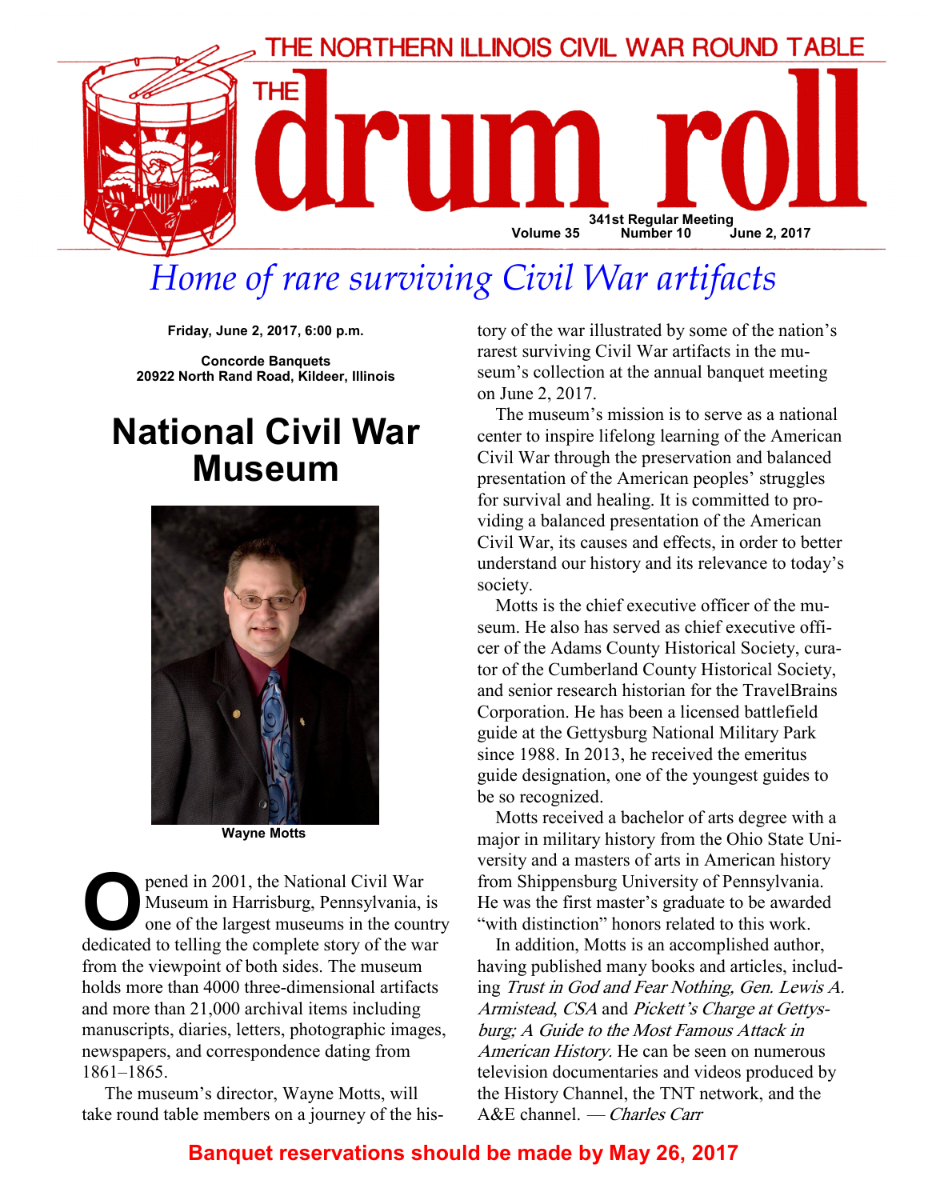THE NORTHERN ILLINOIS CIVIL WAR ROUND TABLE

# THE drum roll

341st Regular Meeting
Volume 35 Number 10 June 2, 2017

*Home of rare surviving Civil War artifacts*

**Friday, June 2, 2017, 6:00 p.m.**

**Concorde Banquets**
**20922 North Rand Road, Kildeer, Illinois**

## National Civil War Museum

**Wayne Motts**

Opened in 2001, the National Civil War Museum in Harrisburg, Pennsylvania, is one of the largest museums in the country dedicated to telling the complete story of the war from the viewpoint of both sides. The museum holds more than 4000 three-dimensional artifacts and more than 21,000 archival items including manuscripts, diaries, letters, photographic images, newspapers, and correspondence dating from 1861–1865.

The museum's director, Wayne Motts, will take round table members on a journey of the history of the war illustrated by some of the nation's rarest surviving Civil War artifacts in the museum's collection at the annual banquet meeting on June 2, 2017.

The museum's mission is to serve as a national center to inspire lifelong learning of the American Civil War through the preservation and balanced presentation of the American peoples' struggles for survival and healing. It is committed to providing a balanced presentation of the American Civil War, its causes and effects, in order to better understand our history and its relevance to today's society.

Motts is the chief executive officer of the museum. He also has served as chief executive officer of the Adams County Historical Society, curator of the Cumberland County Historical Society, and senior research historian for the TravelBrains Corporation. He has been a licensed battlefield guide at the Gettysburg National Military Park since 1988. In 2013, he received the emeritus guide designation, one of the youngest guides to be so recognized.

Motts received a bachelor of arts degree with a major in military history from the Ohio State University and a masters of arts in American history from Shippensburg University of Pennsylvania. He was the first master's graduate to be awarded "with distinction" honors related to this work.

In addition, Motts is an accomplished author, having published many books and articles, including *Trust in God and Fear Nothing, Gen. Lewis A. Armistead, CSA* and *Pickett's Charge at Gettysburg; A Guide to the Most Famous Attack in American History.* He can be seen on numerous television documentaries and videos produced by the History Channel, the TNT network, and the A&E channel. — *Charles Carr*

**Banquet reservations should be made by May 26, 2017**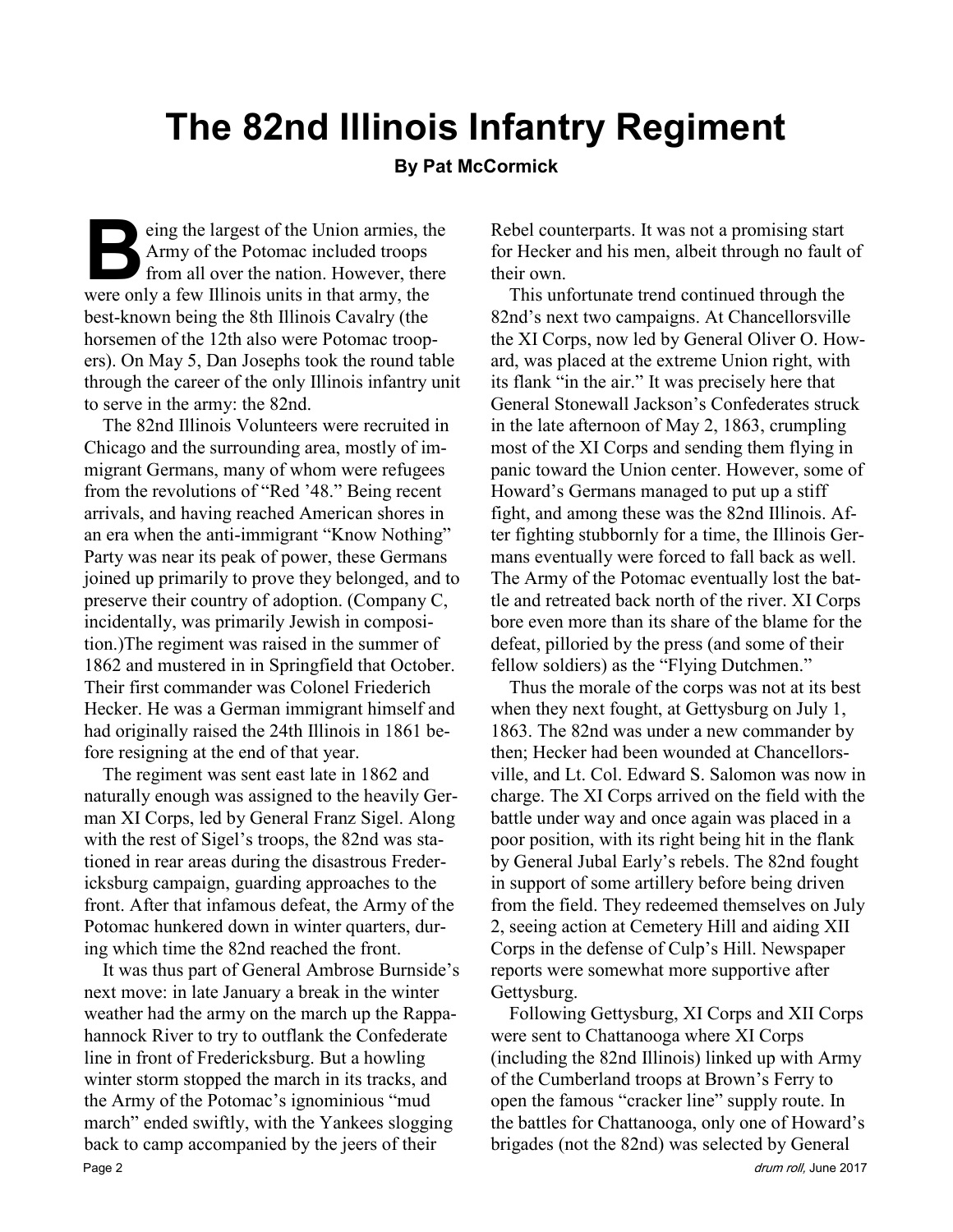# The 82nd Illinois Infantry Regiment

**By Pat McCormick**

Being the largest of the Union armies, the Army of the Potomac included troops from all over the nation. However, there were only a few Illinois units in that army, the best-known being the 8th Illinois Cavalry (the horsemen of the 12th also were Potomac troopers). On May 5, Dan Josephs took the round table through the career of the only Illinois infantry unit to serve in the army: the 82nd.

The 82nd Illinois Volunteers were recruited in Chicago and the surrounding area, mostly of immigrant Germans, many of whom were refugees from the revolutions of "Red '48." Being recent arrivals, and having reached American shores in an era when the anti-immigrant "Know Nothing" Party was near its peak of power, these Germans joined up primarily to prove they belonged, and to preserve their country of adoption. (Company C, incidentally, was primarily Jewish in composition.)The regiment was raised in the summer of 1862 and mustered in in Springfield that October. Their first commander was Colonel Friederich Hecker. He was a German immigrant himself and had originally raised the 24th Illinois in 1861 before resigning at the end of that year.

The regiment was sent east late in 1862 and naturally enough was assigned to the heavily German XI Corps, led by General Franz Sigel. Along with the rest of Sigel's troops, the 82nd was stationed in rear areas during the disastrous Fredericksburg campaign, guarding approaches to the front. After that infamous defeat, the Army of the Potomac hunkered down in winter quarters, during which time the 82nd reached the front.

It was thus part of General Ambrose Burnside's next move: in late January a break in the winter weather had the army on the march up the Rappahannock River to try to outflank the Confederate line in front of Fredericksburg. But a howling winter storm stopped the march in its tracks, and the Army of the Potomac's ignominious "mud march" ended swiftly, with the Yankees slogging back to camp accompanied by the jeers of their Rebel counterparts. It was not a promising start for Hecker and his men, albeit through no fault of their own.

This unfortunate trend continued through the 82nd's next two campaigns. At Chancellorsville the XI Corps, now led by General Oliver O. Howard, was placed at the extreme Union right, with its flank "in the air." It was precisely here that General Stonewall Jackson's Confederates struck in the late afternoon of May 2, 1863, crumpling most of the XI Corps and sending them flying in panic toward the Union center. However, some of Howard's Germans managed to put up a stiff fight, and among these was the 82nd Illinois. After fighting stubbornly for a time, the Illinois Germans eventually were forced to fall back as well. The Army of the Potomac eventually lost the battle and retreated back north of the river. XI Corps bore even more than its share of the blame for the defeat, pilloried by the press (and some of their fellow soldiers) as the "Flying Dutchmen."

Thus the morale of the corps was not at its best when they next fought, at Gettysburg on July 1, 1863. The 82nd was under a new commander by then; Hecker had been wounded at Chancellorsville, and Lt. Col. Edward S. Salomon was now in charge. The XI Corps arrived on the field with the battle under way and once again was placed in a poor position, with its right being hit in the flank by General Jubal Early's rebels. The 82nd fought in support of some artillery before being driven from the field. They redeemed themselves on July 2, seeing action at Cemetery Hill and aiding XII Corps in the defense of Culp's Hill. Newspaper reports were somewhat more supportive after Gettysburg.

Following Gettysburg, XI Corps and XII Corps were sent to Chattanooga where XI Corps (including the 82nd Illinois) linked up with Army of the Cumberland troops at Brown's Ferry to open the famous "cracker line" supply route. In the battles for Chattanooga, only one of Howard's brigades (not the 82nd) was selected by General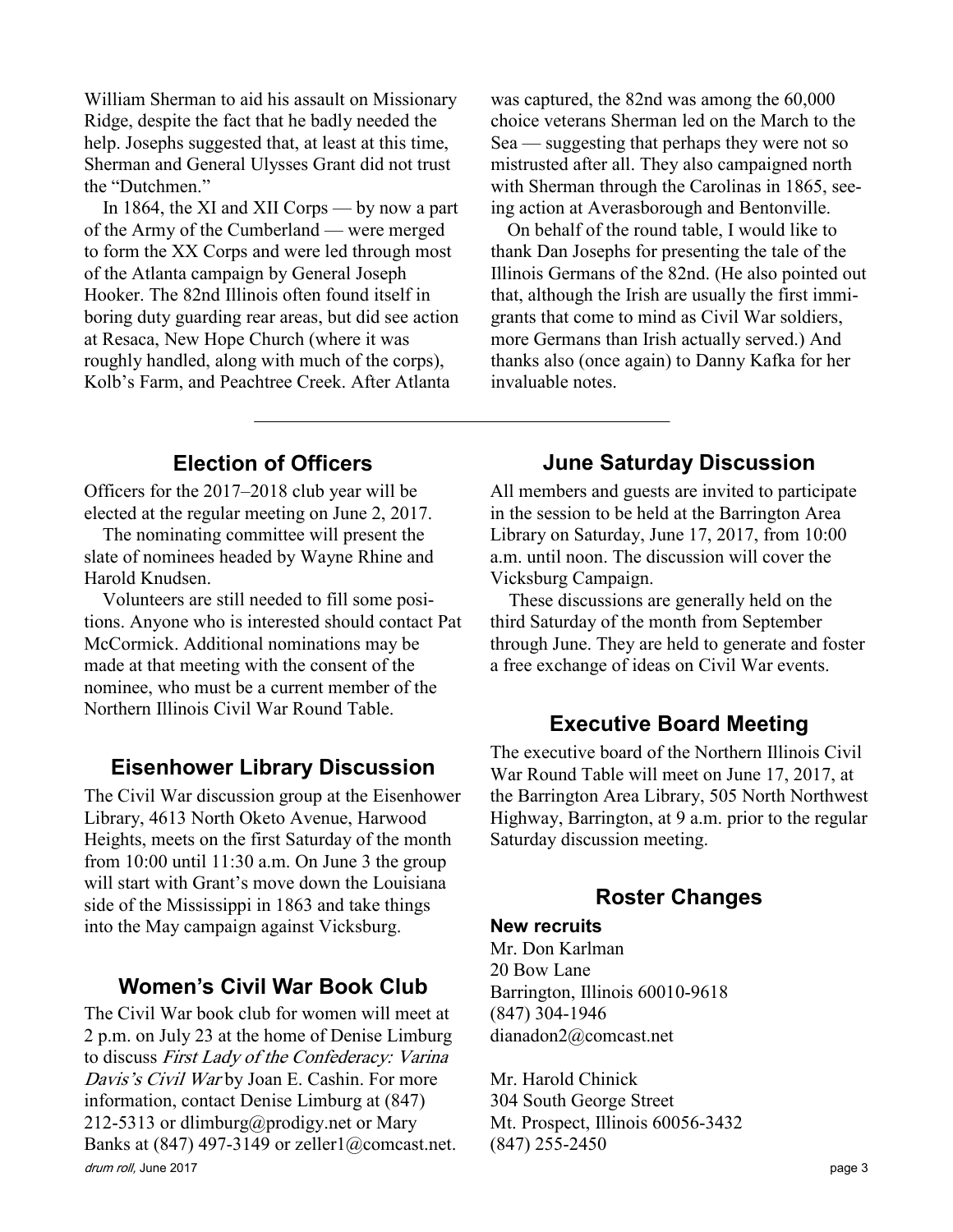William Sherman to aid his assault on Missionary Ridge, despite the fact that he badly needed the help. Josephs suggested that, at least at this time, Sherman and General Ulysses Grant did not trust the "Dutchmen."

In 1864, the XI and XII Corps — by now a part of the Army of the Cumberland — were merged to form the XX Corps and were led through most of the Atlanta campaign by General Joseph Hooker. The 82nd Illinois often found itself in boring duty guarding rear areas, but did see action at Resaca, New Hope Church (where it was roughly handled, along with much of the corps), Kolb's Farm, and Peachtree Creek. After Atlanta was captured, the 82nd was among the 60,000 choice veterans Sherman led on the March to the Sea — suggesting that perhaps they were not so mistrusted after all. They also campaigned north with Sherman through the Carolinas in 1865, seeing action at Averasborough and Bentonville.

On behalf of the round table, I would like to thank Dan Josephs for presenting the tale of the Illinois Germans of the 82nd. (He also pointed out that, although the Irish are usually the first immigrants that come to mind as Civil War soldiers, more Germans than Irish actually served.) And thanks also (once again) to Danny Kafka for her invaluable notes.

---

## Election of Officers

Officers for the 2017–2018 club year will be elected at the regular meeting on June 2, 2017.

The nominating committee will present the slate of nominees headed by Wayne Rhine and Harold Knudsen.

Volunteers are still needed to fill some positions. Anyone who is interested should contact Pat McCormick. Additional nominations may be made at that meeting with the consent of the nominee, who must be a current member of the Northern Illinois Civil War Round Table.

## Eisenhower Library Discussion

The Civil War discussion group at the Eisenhower Library, 4613 North Oketo Avenue, Harwood Heights, meets on the first Saturday of the month from 10:00 until 11:30 a.m. On June 3 the group will start with Grant's move down the Louisiana side of the Mississippi in 1863 and take things into the May campaign against Vicksburg.

## Women's Civil War Book Club

The Civil War book club for women will meet at 2 p.m. on July 23 at the home of Denise Limburg to discuss *First Lady of the Confederacy: Varina Davis's Civil War* by Joan E. Cashin. For more information, contact Denise Limburg at (847) 212-5313 or dlimburg@prodigy.net or Mary Banks at (847) 497-3149 or zeller1@comcast.net.

## June Saturday Discussion

All members and guests are invited to participate in the session to be held at the Barrington Area Library on Saturday, June 17, 2017, from 10:00 a.m. until noon. The discussion will cover the Vicksburg Campaign.

These discussions are generally held on the third Saturday of the month from September through June. They are held to generate and foster a free exchange of ideas on Civil War events.

## Executive Board Meeting

The executive board of the Northern Illinois Civil War Round Table will meet on June 17, 2017, at the Barrington Area Library, 505 North Northwest Highway, Barrington, at 9 a.m. prior to the regular Saturday discussion meeting.

## Roster Changes

**New recruits**

Mr. Don Karlman
20 Bow Lane
Barrington, Illinois 60010-9618
(847) 304-1946
dianadon2@comcast.net

Mr. Harold Chinick
304 South George Street
Mt. Prospect, Illinois 60056-3432
(847) 255-2450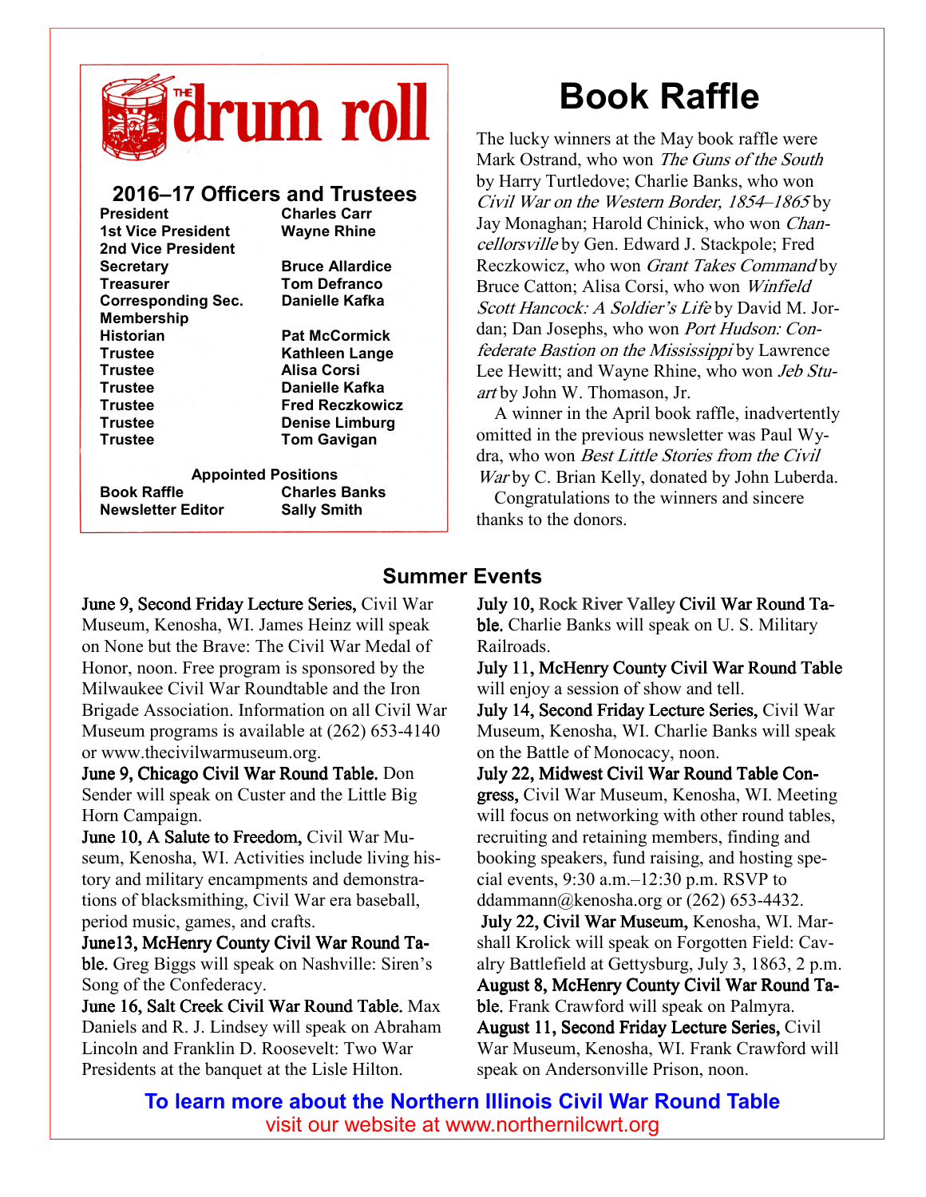# THE drum roll

## 2016–17 Officers and Trustees

| | |
|---|---|
| President | Charles Carr |
| 1st Vice President | Wayne Rhine |
| 2nd Vice President | |
| Secretary | Bruce Allardice |
| Treasurer | Tom Defranco |
| Corresponding Sec. | Danielle Kafka |
| Membership | |
| Historian | Pat McCormick |
| Trustee | Kathleen Lange |
| Trustee | Alisa Corsi |
| Trustee | Danielle Kafka |
| Trustee | Fred Reczkowicz |
| Trustee | Denise Limburg |
| Trustee | Tom Gavigan |

**Appointed Positions**

| | |
|---|---|
| Book Raffle | Charles Banks |
| Newsletter Editor | Sally Smith |

# Book Raffle

The lucky winners at the May book raffle were Mark Ostrand, who won *The Guns of the South* by Harry Turtledove; Charlie Banks, who won *Civil War on the Western Border, 1854–1865* by Jay Monaghan; Harold Chinick, who won *Chancellorsville* by Gen. Edward J. Stackpole; Fred Reczkowicz, who won *Grant Takes Command* by Bruce Catton; Alisa Corsi, who won *Winfield Scott Hancock: A Soldier's Life* by David M. Jordan; Dan Josephs, who won *Port Hudson: Confederate Bastion on the Mississippi* by Lawrence Lee Hewitt; and Wayne Rhine, who won *Jeb Stuart* by John W. Thomason, Jr.

A winner in the April book raffle, inadvertently omitted in the previous newsletter was Paul Wydra, who won *Best Little Stories from the Civil War* by C. Brian Kelly, donated by John Luberda.

Congratulations to the winners and sincere thanks to the donors.

## Summer Events

**June 9, Second Friday Lecture Series,** Civil War Museum, Kenosha, WI. James Heinz will speak on None but the Brave: The Civil War Medal of Honor, noon. Free program is sponsored by the Milwaukee Civil War Roundtable and the Iron Brigade Association. Information on all Civil War Museum programs is available at (262) 653-4140 or www.thecivilwarmuseum.org.

**June 9, Chicago Civil War Round Table.** Don Sender will speak on Custer and the Little Big Horn Campaign.

**June 10, A Salute to Freedom,** Civil War Museum, Kenosha, WI. Activities include living history and military encampments and demonstrations of blacksmithing, Civil War era baseball, period music, games, and crafts.

**June13, McHenry County Civil War Round Table.** Greg Biggs will speak on Nashville: Siren's Song of the Confederacy.

**June 16, Salt Creek Civil War Round Table.** Max Daniels and R. J. Lindsey will speak on Abraham Lincoln and Franklin D. Roosevelt: Two War Presidents at the banquet at the Lisle Hilton.

**July 10, Rock River Valley Civil War Round Table.** Charlie Banks will speak on U. S. Military Railroads.

**July 11, McHenry County Civil War Round Table** will enjoy a session of show and tell.

**July 14, Second Friday Lecture Series,** Civil War Museum, Kenosha, WI. Charlie Banks will speak on the Battle of Monocacy, noon.

**July 22, Midwest Civil War Round Table Congress,** Civil War Museum, Kenosha, WI. Meeting will focus on networking with other round tables, recruiting and retaining members, finding and booking speakers, fund raising, and hosting special events, 9:30 a.m.–12:30 p.m. RSVP to ddammann@kenosha.org or (262) 653-4432.

**July 22, Civil War Museum,** Kenosha, WI. Marshall Krolick will speak on Forgotten Field: Cavalry Battlefield at Gettysburg, July 3, 1863, 2 p.m.

**August 8, McHenry County Civil War Round Table.** Frank Crawford will speak on Palmyra.

**August 11, Second Friday Lecture Series,** Civil War Museum, Kenosha, WI. Frank Crawford will speak on Andersonville Prison, noon.

**To learn more about the Northern Illinois Civil War Round Table**
visit our website at www.northernilcwrt.org